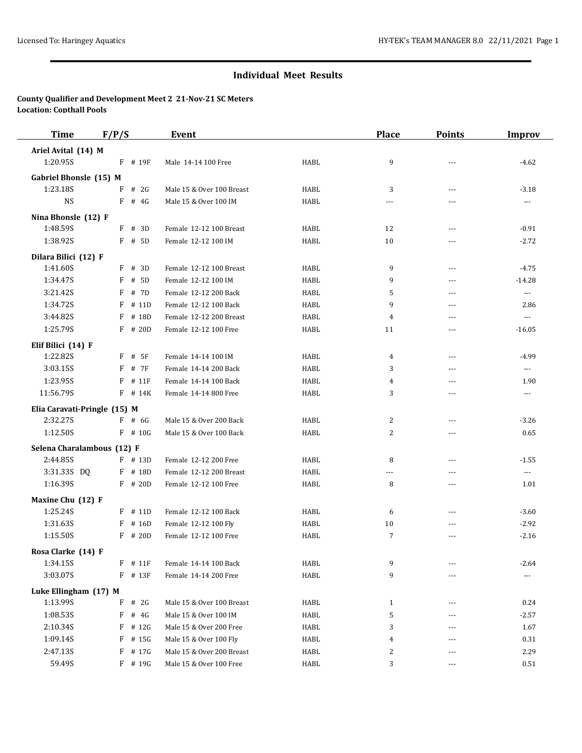## Individual Meet Results

**County Qualifier and Development Meet 2 21-Nov-21 SC Meters**
**Location: Copthall Pools**

| Time | F/P/S | Event | | Place | Points | Improv |
|---|---|---|---|---|---|---|
| **Ariel Avital (14) M** | | | | | | |
| 1:20.95S | F # 19F | Male 14-14 100 Free | HABL | 9 | --- | -4.62 |
| **Gabriel Bhonsle (15) M** | | | | | | |
| 1:23.18S | F # 2G | Male 15 & Over 100 Breast | HABL | 3 | --- | -3.18 |
| NS | F # 4G | Male 15 & Over 100 IM | HABL | --- | --- | --- |
| **Nina Bhonsle (12) F** | | | | | | |
| 1:48.59S | F # 3D | Female 12-12 100 Breast | HABL | 12 | --- | -0.91 |
| 1:38.92S | F # 5D | Female 12-12 100 IM | HABL | 10 | --- | -2.72 |
| **Dilara Bilici (12) F** | | | | | | |
| 1:41.60S | F # 3D | Female 12-12 100 Breast | HABL | 9 | --- | -4.75 |
| 1:34.47S | F # 5D | Female 12-12 100 IM | HABL | 9 | --- | -14.28 |
| 3:21.42S | F # 7D | Female 12-12 200 Back | HABL | 5 | --- | --- |
| 1:34.72S | F # 11D | Female 12-12 100 Back | HABL | 9 | --- | 2.86 |
| 3:44.82S | F # 18D | Female 12-12 200 Breast | HABL | 4 | --- | --- |
| 1:25.79S | F # 20D | Female 12-12 100 Free | HABL | 11 | --- | -16.05 |
| **Elif Bilici (14) F** | | | | | | |
| 1:22.82S | F # 5F | Female 14-14 100 IM | HABL | 4 | --- | -4.99 |
| 3:03.15S | F # 7F | Female 14-14 200 Back | HABL | 3 | --- | --- |
| 1:23.95S | F # 11F | Female 14-14 100 Back | HABL | 4 | --- | 1.90 |
| 11:56.79S | F # 14K | Female 14-14 800 Free | HABL | 3 | --- | --- |
| **Elia Caravati-Pringle (15) M** | | | | | | |
| 2:32.27S | F # 6G | Male 15 & Over 200 Back | HABL | 2 | --- | -3.26 |
| 1:12.50S | F # 10G | Male 15 & Over 100 Back | HABL | 2 | --- | 0.65 |
| **Selena Charalambous (12) F** | | | | | | |
| 2:44.85S | F # 13D | Female 12-12 200 Free | HABL | 8 | --- | -1.55 |
| 3:31.33S DQ | F # 18D | Female 12-12 200 Breast | HABL | --- | --- | --- |
| 1:16.39S | F # 20D | Female 12-12 100 Free | HABL | 8 | --- | 1.01 |
| **Maxine Chu (12) F** | | | | | | |
| 1:25.24S | F # 11D | Female 12-12 100 Back | HABL | 6 | --- | -3.60 |
| 1:31.63S | F # 16D | Female 12-12 100 Fly | HABL | 10 | --- | -2.92 |
| 1:15.50S | F # 20D | Female 12-12 100 Free | HABL | 7 | --- | -2.16 |
| **Rosa Clarke (14) F** | | | | | | |
| 1:34.15S | F # 11F | Female 14-14 100 Back | HABL | 9 | --- | -2.64 |
| 3:03.07S | F # 13F | Female 14-14 200 Free | HABL | 9 | --- | --- |
| **Luke Ellingham (17) M** | | | | | | |
| 1:13.99S | F # 2G | Male 15 & Over 100 Breast | HABL | 1 | --- | 0.24 |
| 1:08.53S | F # 4G | Male 15 & Over 100 IM | HABL | 5 | --- | -2.57 |
| 2:10.34S | F # 12G | Male 15 & Over 200 Free | HABL | 3 | --- | 1.67 |
| 1:09.14S | F # 15G | Male 15 & Over 100 Fly | HABL | 4 | --- | 0.31 |
| 2:47.13S | F # 17G | Male 15 & Over 200 Breast | HABL | 2 | --- | 2.29 |
| 59.49S | F # 19G | Male 15 & Over 100 Free | HABL | 3 | --- | 0.51 |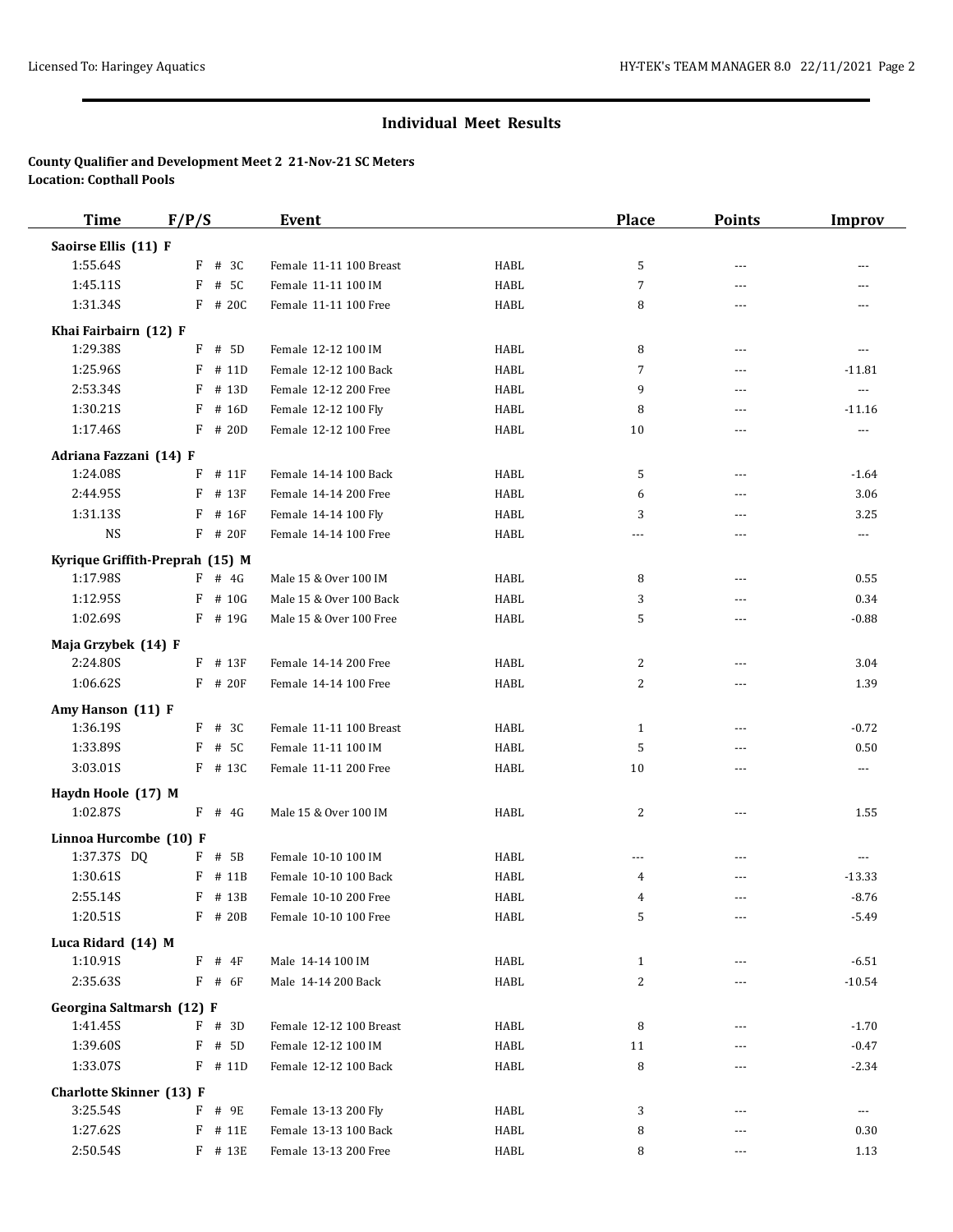## Individual Meet Results

**County Qualifier and Development Meet 2 21-Nov-21 SC Meters**
**Location: Copthall Pools**

| Time | F/P/S | | Event | | Place | Points | Improv |
|---|---|---|---|---|---|---|---|
| **Saoirse Ellis (11) F** | | | | | | | |
| 1:55.64S | F | # 3C | Female 11-11 100 Breast | HABL | 5 | --- | --- |
| 1:45.11S | F | # 5C | Female 11-11 100 IM | HABL | 7 | --- | --- |
| 1:31.34S | F | # 20C | Female 11-11 100 Free | HABL | 8 | --- | --- |
| **Khai Fairbairn (12) F** | | | | | | | |
| 1:29.38S | F | # 5D | Female 12-12 100 IM | HABL | 8 | --- | --- |
| 1:25.96S | F | # 11D | Female 12-12 100 Back | HABL | 7 | --- | -11.81 |
| 2:53.34S | F | # 13D | Female 12-12 200 Free | HABL | 9 | --- | --- |
| 1:30.21S | F | # 16D | Female 12-12 100 Fly | HABL | 8 | --- | -11.16 |
| 1:17.46S | F | # 20D | Female 12-12 100 Free | HABL | 10 | --- | --- |
| **Adriana Fazzani (14) F** | | | | | | | |
| 1:24.08S | F | # 11F | Female 14-14 100 Back | HABL | 5 | --- | -1.64 |
| 2:44.95S | F | # 13F | Female 14-14 200 Free | HABL | 6 | --- | 3.06 |
| 1:31.13S | F | # 16F | Female 14-14 100 Fly | HABL | 3 | --- | 3.25 |
| NS | F | # 20F | Female 14-14 100 Free | HABL | --- | --- | --- |
| **Kyrique Griffith-Preprah (15) M** | | | | | | | |
| 1:17.98S | F | # 4G | Male 15 & Over 100 IM | HABL | 8 | --- | 0.55 |
| 1:12.95S | F | # 10G | Male 15 & Over 100 Back | HABL | 3 | --- | 0.34 |
| 1:02.69S | F | # 19G | Male 15 & Over 100 Free | HABL | 5 | --- | -0.88 |
| **Maja Grzybek (14) F** | | | | | | | |
| 2:24.80S | F | # 13F | Female 14-14 200 Free | HABL | 2 | --- | 3.04 |
| 1:06.62S | F | # 20F | Female 14-14 100 Free | HABL | 2 | --- | 1.39 |
| **Amy Hanson (11) F** | | | | | | | |
| 1:36.19S | F | # 3C | Female 11-11 100 Breast | HABL | 1 | --- | -0.72 |
| 1:33.89S | F | # 5C | Female 11-11 100 IM | HABL | 5 | --- | 0.50 |
| 3:03.01S | F | # 13C | Female 11-11 200 Free | HABL | 10 | --- | --- |
| **Haydn Hoole (17) M** | | | | | | | |
| 1:02.87S | F | # 4G | Male 15 & Over 100 IM | HABL | 2 | --- | 1.55 |
| **Linnoa Hurcombe (10) F** | | | | | | | |
| 1:37.37S DQ | F | # 5B | Female 10-10 100 IM | HABL | --- | --- | --- |
| 1:30.61S | F | # 11B | Female 10-10 100 Back | HABL | 4 | --- | -13.33 |
| 2:55.14S | F | # 13B | Female 10-10 200 Free | HABL | 4 | --- | -8.76 |
| 1:20.51S | F | # 20B | Female 10-10 100 Free | HABL | 5 | --- | -5.49 |
| **Luca Ridard (14) M** | | | | | | | |
| 1:10.91S | F | # 4F | Male 14-14 100 IM | HABL | 1 | --- | -6.51 |
| 2:35.63S | F | # 6F | Male 14-14 200 Back | HABL | 2 | --- | -10.54 |
| **Georgina Saltmarsh (12) F** | | | | | | | |
| 1:41.45S | F | # 3D | Female 12-12 100 Breast | HABL | 8 | --- | -1.70 |
| 1:39.60S | F | # 5D | Female 12-12 100 IM | HABL | 11 | --- | -0.47 |
| 1:33.07S | F | # 11D | Female 12-12 100 Back | HABL | 8 | --- | -2.34 |
| **Charlotte Skinner (13) F** | | | | | | | |
| 3:25.54S | F | # 9E | Female 13-13 200 Fly | HABL | 3 | --- | --- |
| 1:27.62S | F | # 11E | Female 13-13 100 Back | HABL | 8 | --- | 0.30 |
| 2:50.54S | F | # 13E | Female 13-13 200 Free | HABL | 8 | --- | 1.13 |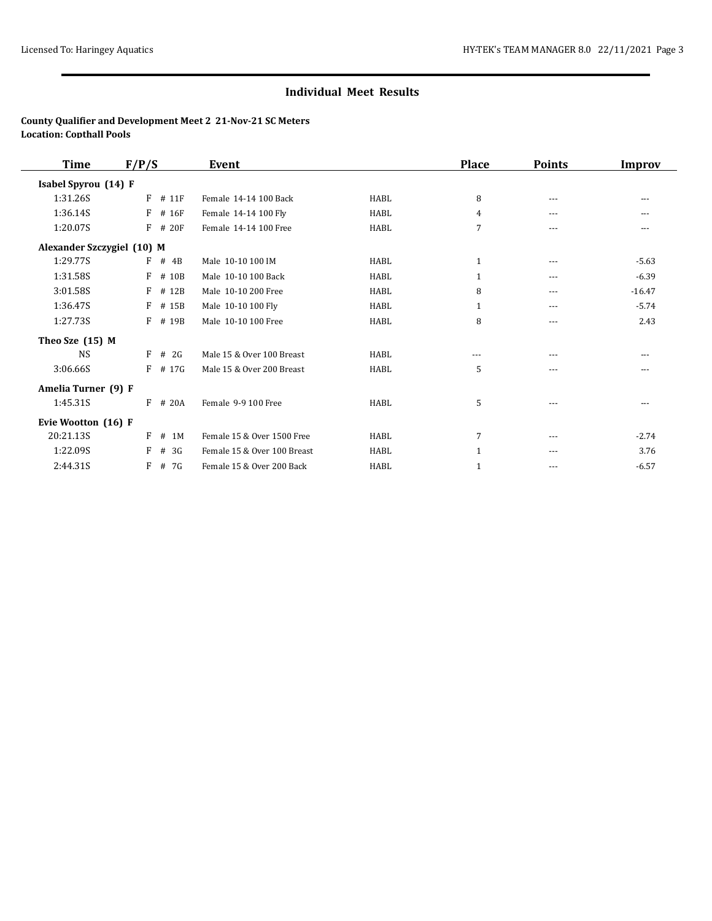## Individual Meet Results

**County Qualifier and Development Meet 2 21-Nov-21 SC Meters**
**Location: Copthall Pools**

| Time | F/P/S | Event | | Place | Points | Improv |
|---|---|---|---|---|---|---|
| **Isabel Spyrou (14) F** | | | | | | |
| 1:31.26S | F # 11F | Female 14-14 100 Back | HABL | 8 | --- | --- |
| 1:36.14S | F # 16F | Female 14-14 100 Fly | HABL | 4 | --- | --- |
| 1:20.07S | F # 20F | Female 14-14 100 Free | HABL | 7 | --- | --- |
| **Alexander Szczygiel (10) M** | | | | | | |
| 1:29.77S | F # 4B | Male 10-10 100 IM | HABL | 1 | --- | -5.63 |
| 1:31.58S | F # 10B | Male 10-10 100 Back | HABL | 1 | --- | -6.39 |
| 3:01.58S | F # 12B | Male 10-10 200 Free | HABL | 8 | --- | -16.47 |
| 1:36.47S | F # 15B | Male 10-10 100 Fly | HABL | 1 | --- | -5.74 |
| 1:27.73S | F # 19B | Male 10-10 100 Free | HABL | 8 | --- | 2.43 |
| **Theo Sze (15) M** | | | | | | |
| NS | F # 2G | Male 15 & Over 100 Breast | HABL | --- | --- | --- |
| 3:06.66S | F # 17G | Male 15 & Over 200 Breast | HABL | 5 | --- | --- |
| **Amelia Turner (9) F** | | | | | | |
| 1:45.31S | F # 20A | Female 9-9 100 Free | HABL | 5 | --- | --- |
| **Evie Wootton (16) F** | | | | | | |
| 20:21.13S | F # 1M | Female 15 & Over 1500 Free | HABL | 7 | --- | -2.74 |
| 1:22.09S | F # 3G | Female 15 & Over 100 Breast | HABL | 1 | --- | 3.76 |
| 2:44.31S | F # 7G | Female 15 & Over 200 Back | HABL | 1 | --- | -6.57 |